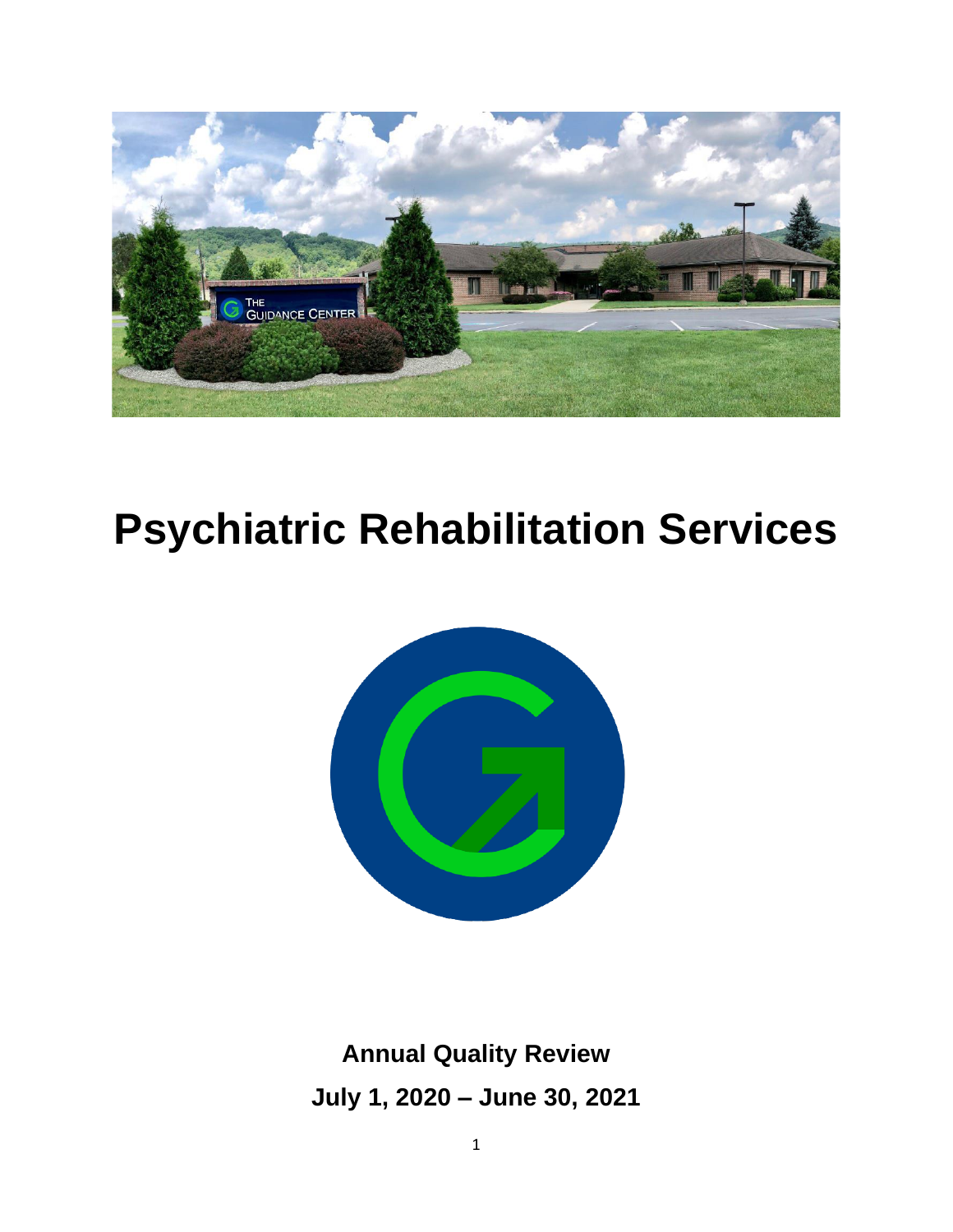# Psychiatric Rehabilitation Services

**Annual Quality Review**

**July 1, 2020 – June 30, 2021**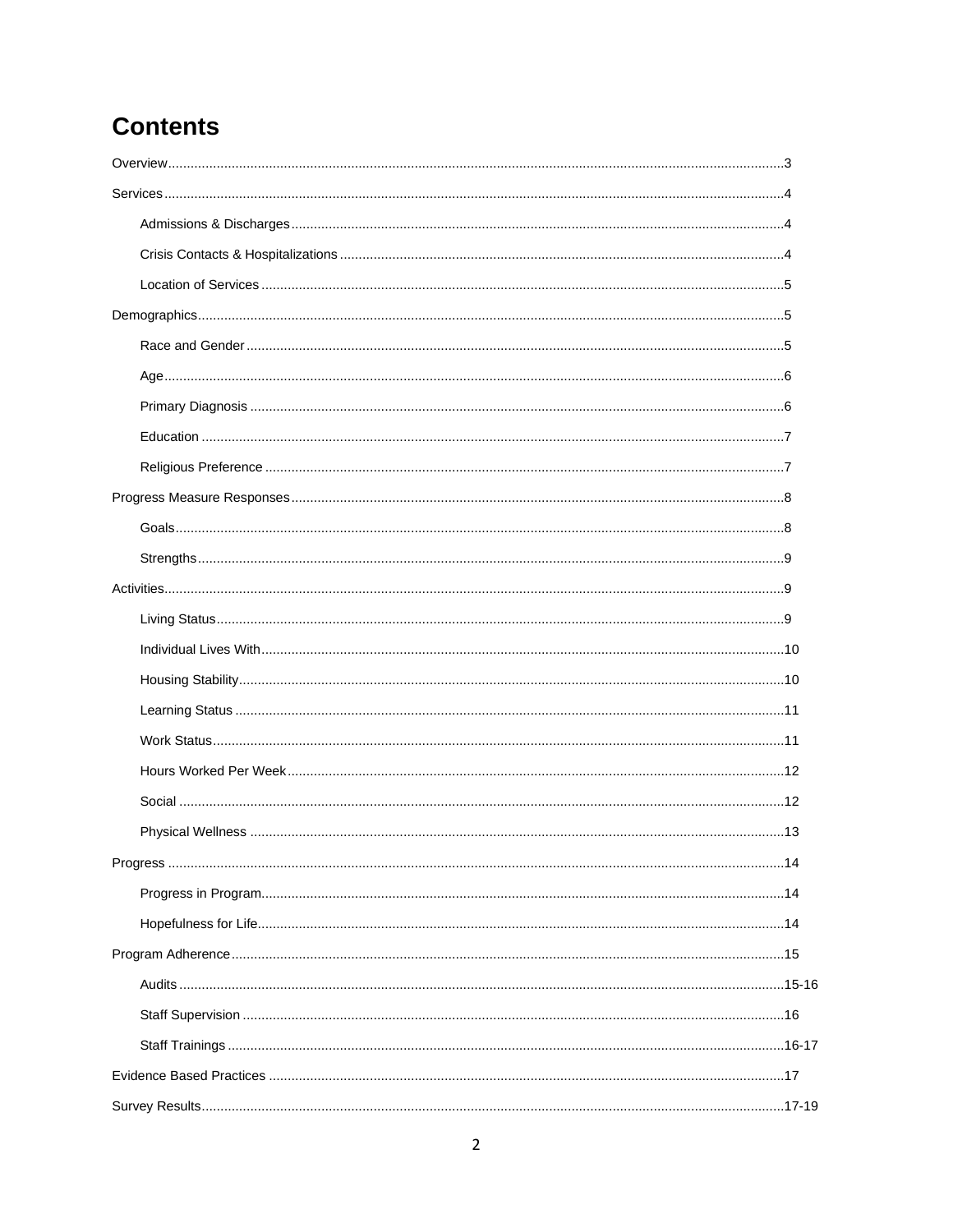# Contents

- Overview ... 3
- Services ... 4
  - Admissions & Discharges ... 4
  - Crisis Contacts & Hospitalizations ... 4
  - Location of Services ... 5
- Demographics ... 5
  - Race and Gender ... 5
  - Age ... 6
  - Primary Diagnosis ... 6
  - Education ... 7
  - Religious Preference ... 7
- Progress Measure Responses ... 8
  - Goals ... 8
  - Strengths ... 9
- Activities ... 9
  - Living Status ... 9
  - Individual Lives With ... 10
  - Housing Stability ... 10
  - Learning Status ... 11
  - Work Status ... 11
  - Hours Worked Per Week ... 12
  - Social ... 12
  - Physical Wellness ... 13
- Progress ... 14
  - Progress in Program ... 14
  - Hopefulness for Life ... 14
- Program Adherence ... 15
  - Audits ... 15-16
  - Staff Supervision ... 16
  - Staff Trainings ... 16-17
- Evidence Based Practices ... 17
- Survey Results ... 17-19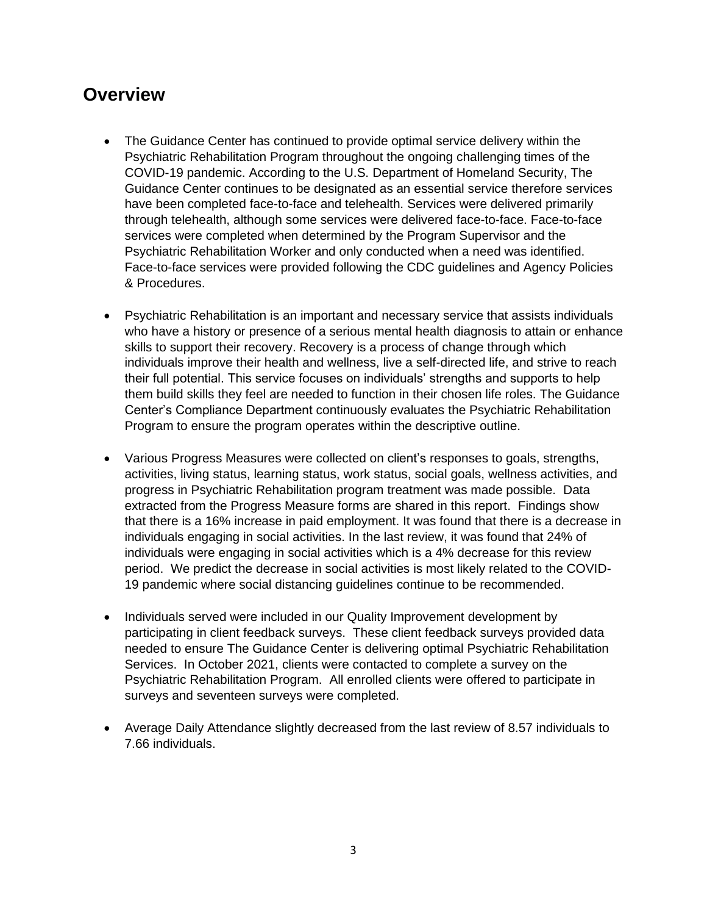## Overview

- The Guidance Center has continued to provide optimal service delivery within the Psychiatric Rehabilitation Program throughout the ongoing challenging times of the COVID-19 pandemic. According to the U.S. Department of Homeland Security, The Guidance Center continues to be designated as an essential service therefore services have been completed face-to-face and telehealth. Services were delivered primarily through telehealth, although some services were delivered face-to-face. Face-to-face services were completed when determined by the Program Supervisor and the Psychiatric Rehabilitation Worker and only conducted when a need was identified. Face-to-face services were provided following the CDC guidelines and Agency Policies & Procedures.

- Psychiatric Rehabilitation is an important and necessary service that assists individuals who have a history or presence of a serious mental health diagnosis to attain or enhance skills to support their recovery. Recovery is a process of change through which individuals improve their health and wellness, live a self-directed life, and strive to reach their full potential. This service focuses on individuals' strengths and supports to help them build skills they feel are needed to function in their chosen life roles. The Guidance Center's Compliance Department continuously evaluates the Psychiatric Rehabilitation Program to ensure the program operates within the descriptive outline.

- Various Progress Measures were collected on client's responses to goals, strengths, activities, living status, learning status, work status, social goals, wellness activities, and progress in Psychiatric Rehabilitation program treatment was made possible. Data extracted from the Progress Measure forms are shared in this report. Findings show that there is a 16% increase in paid employment. It was found that there is a decrease in individuals engaging in social activities. In the last review, it was found that 24% of individuals were engaging in social activities which is a 4% decrease for this review period. We predict the decrease in social activities is most likely related to the COVID-19 pandemic where social distancing guidelines continue to be recommended.

- Individuals served were included in our Quality Improvement development by participating in client feedback surveys. These client feedback surveys provided data needed to ensure The Guidance Center is delivering optimal Psychiatric Rehabilitation Services. In October 2021, clients were contacted to complete a survey on the Psychiatric Rehabilitation Program. All enrolled clients were offered to participate in surveys and seventeen surveys were completed.

- Average Daily Attendance slightly decreased from the last review of 8.57 individuals to 7.66 individuals.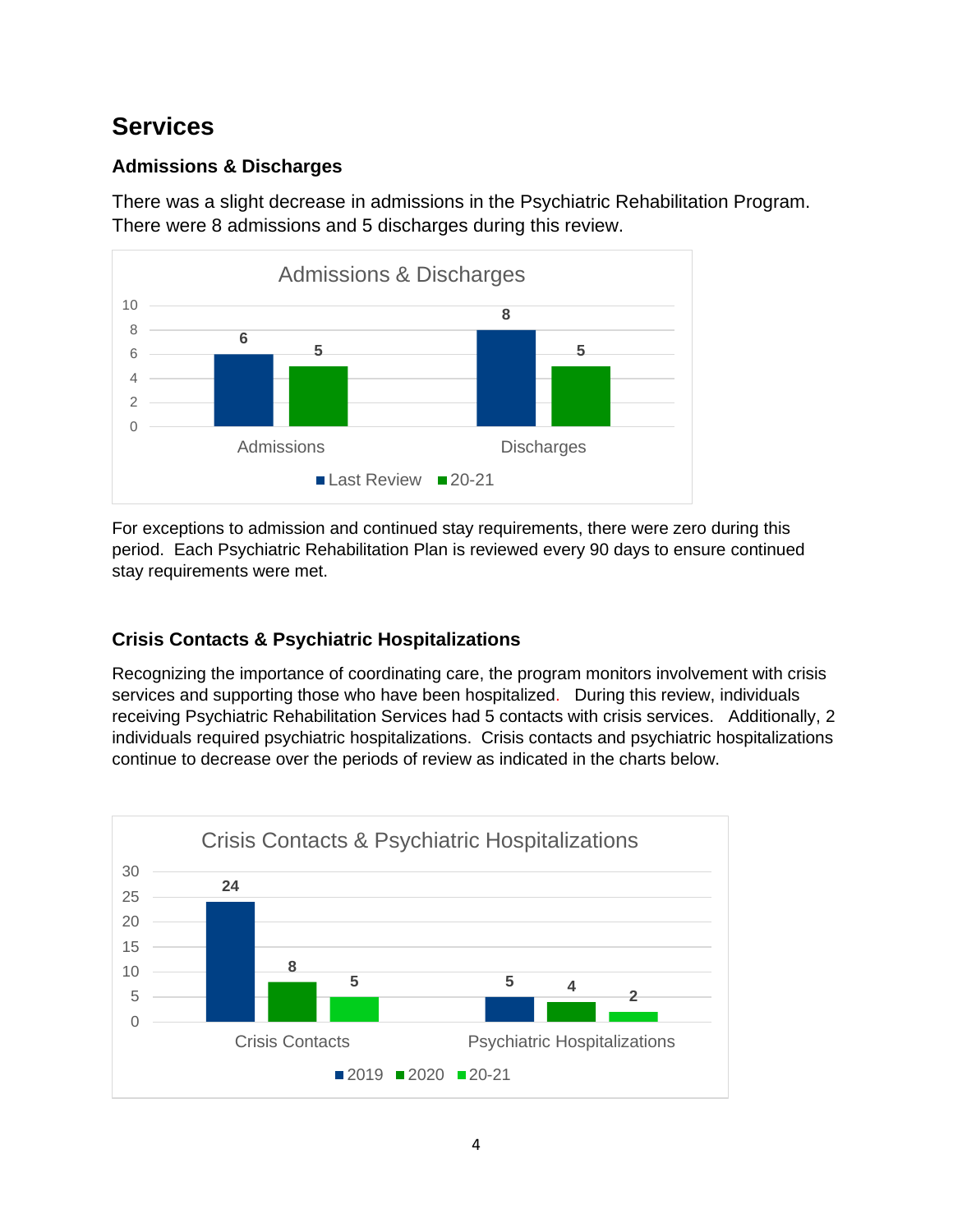# Services

## Admissions & Discharges

There was a slight decrease in admissions in the Psychiatric Rehabilitation Program. There were 8 admissions and 5 discharges during this review.

**Admissions & Discharges**

| | Last Review | 20-21 |
|---|---|---|
| Admissions | 6 | 5 |
| Discharges | 8 | 5 |

For exceptions to admission and continued stay requirements, there were zero during this period. Each Psychiatric Rehabilitation Plan is reviewed every 90 days to ensure continued stay requirements were met.

## Crisis Contacts & Psychiatric Hospitalizations

Recognizing the importance of coordinating care, the program monitors involvement with crisis services and supporting those who have been hospitalized. During this review, individuals receiving Psychiatric Rehabilitation Services had 5 contacts with crisis services. Additionally, 2 individuals required psychiatric hospitalizations. Crisis contacts and psychiatric hospitalizations continue to decrease over the periods of review as indicated in the charts below.

**Crisis Contacts & Psychiatric Hospitalizations**

| | 2019 | 2020 | 20-21 |
|---|---|---|---|
| Crisis Contacts | 24 | 8 | 5 |
| Psychiatric Hospitalizations | 5 | 4 | 2 |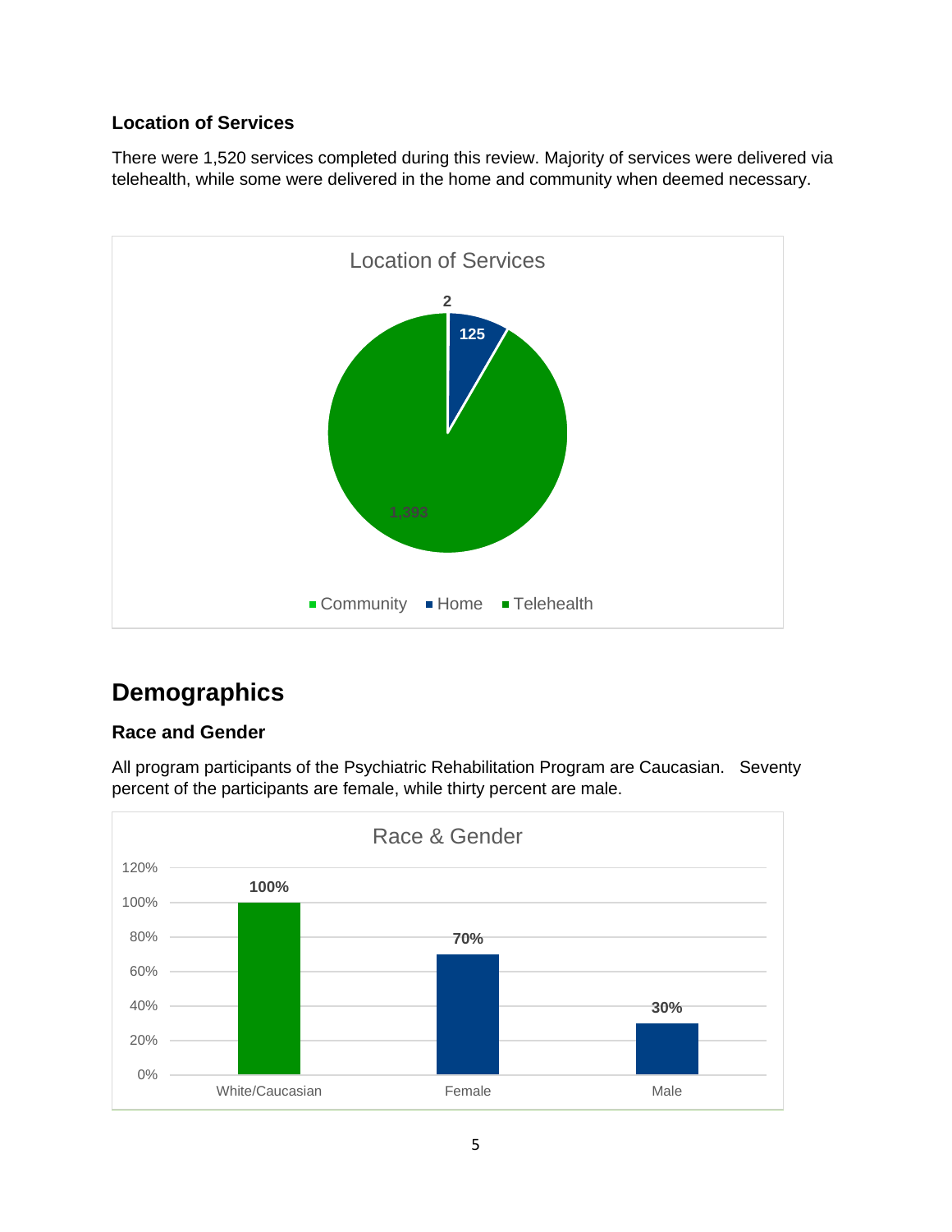### Location of Services

There were 1,520 services completed during this review. Majority of services were delivered via telehealth, while some were delivered in the home and community when deemed necessary.

Location of Services

| Location | Services |
|---|---|
| Community | 2 |
| Home | 125 |
| Telehealth | 1,393 |

## Demographics

### Race and Gender

All program participants of the Psychiatric Rehabilitation Program are Caucasian. Seventy percent of the participants are female, while thirty percent are male.

Race & Gender

| Category | Percent |
|---|---|
| White/Caucasian | 100% |
| Female | 70% |
| Male | 30% |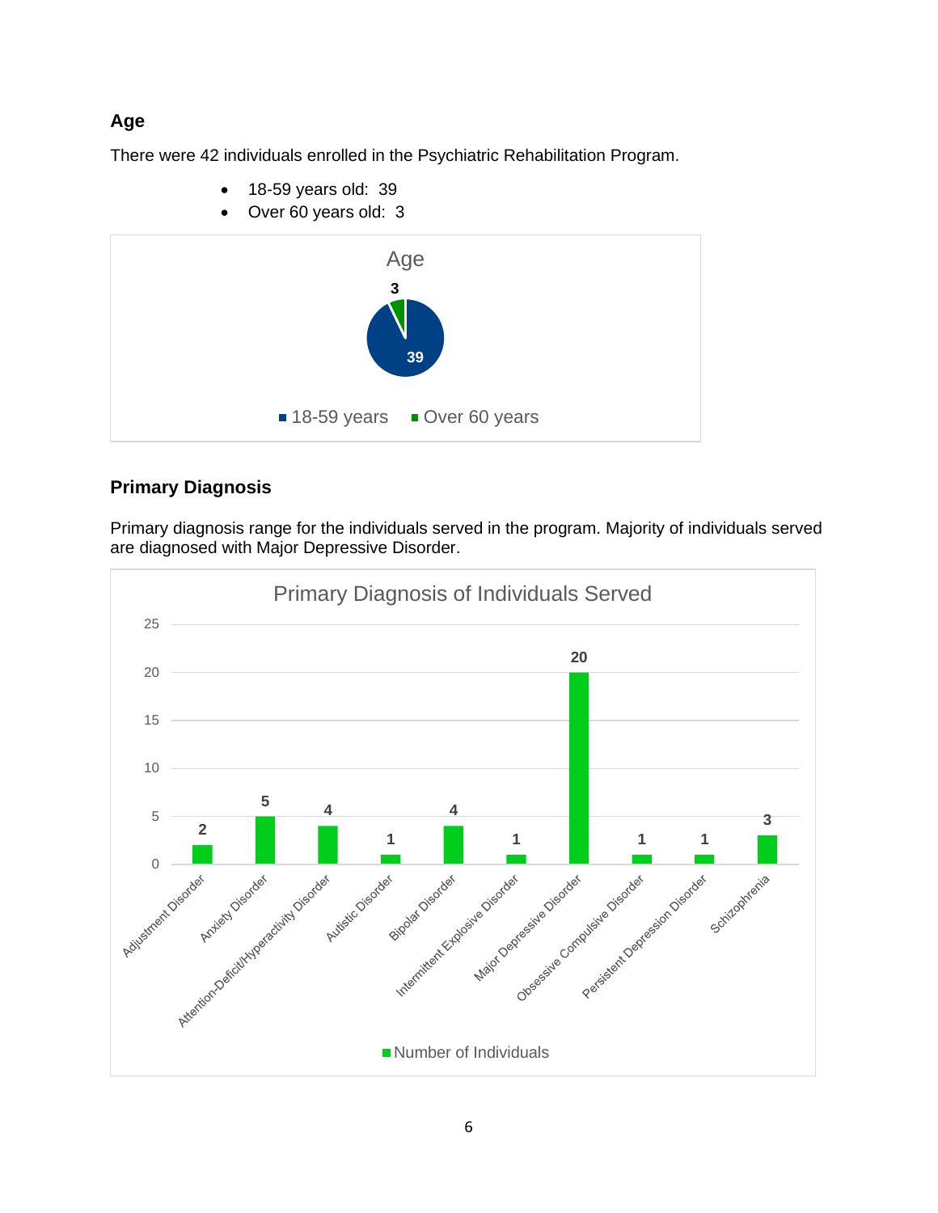## Age

There were 42 individuals enrolled in the Psychiatric Rehabilitation Program.

- 18-59 years old: 39
- Over 60 years old: 3

Age

| Age group | Number |
|---|---|
| 18-59 years | 39 |
| Over 60 years | 3 |

## Primary Diagnosis

Primary diagnosis range for the individuals served in the program. Majority of individuals served are diagnosed with Major Depressive Disorder.

Primary Diagnosis of Individuals Served

| Diagnosis | Number of Individuals |
|---|---|
| Adjustment Disorder | 2 |
| Anxiety Disorder | 5 |
| Attention-Deficit/Hyperactivity Disorder | 4 |
| Autistic Disorder | 1 |
| Bipolar Disorder | 4 |
| Intermittent Explosive Disorder | 1 |
| Major Depressive Disorder | 20 |
| Obsessive Compulsive Disorder | 1 |
| Persistent Depression Disorder | 1 |
| Schizophrenia | 3 |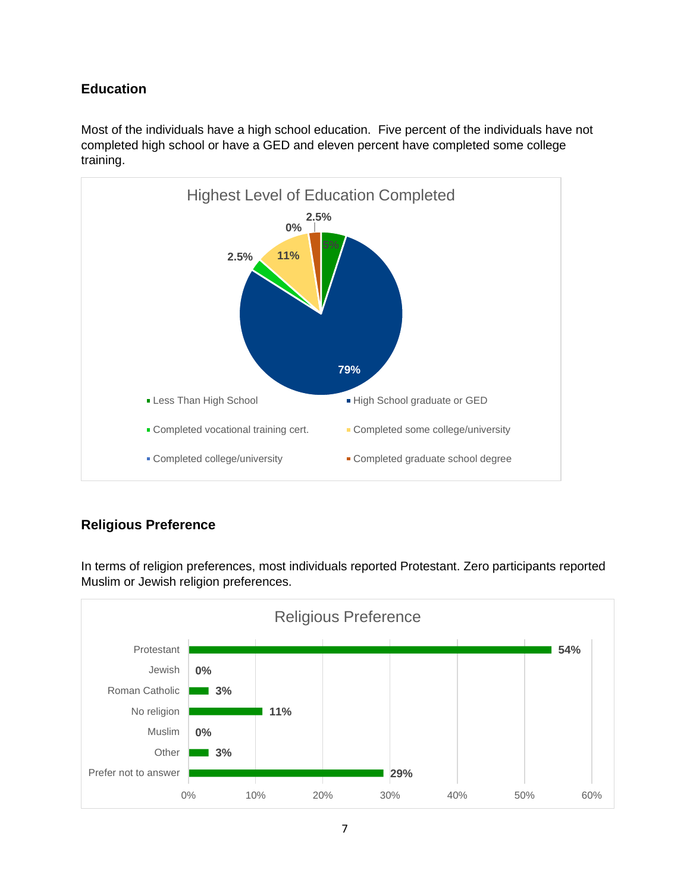## Education

Most of the individuals have a high school education. Five percent of the individuals have not completed high school or have a GED and eleven percent have completed some college training.

**Highest Level of Education Completed**

| Category | Percent |
|---|---|
| Less Than High School | 5% |
| High School graduate or GED | 79% |
| Completed vocational training cert. | 2.5% |
| Completed some college/university | 11% |
| Completed college/university | 0% |
| Completed graduate school degree | 2.5% |

## Religious Preference

In terms of religion preferences, most individuals reported Protestant. Zero participants reported Muslim or Jewish religion preferences.

**Religious Preference**

| Religion | Percent |
|---|---|
| Protestant | 54% |
| Jewish | 0% |
| Roman Catholic | 3% |
| No religion | 11% |
| Muslim | 0% |
| Other | 3% |
| Prefer not to answer | 29% |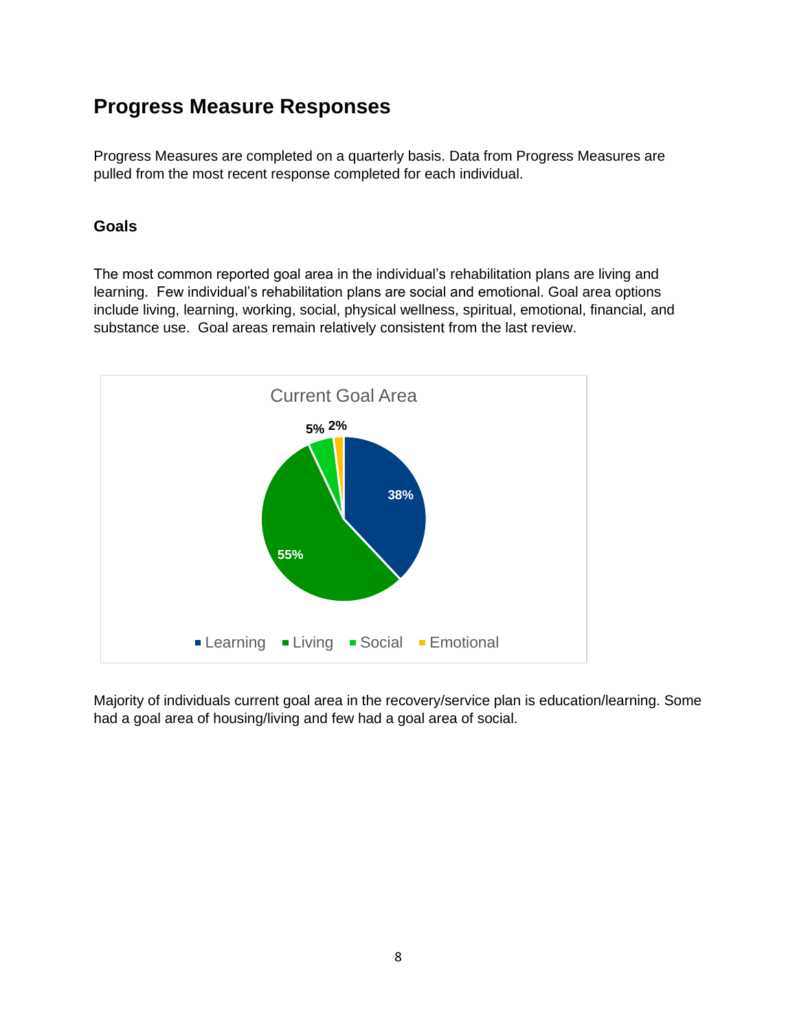## Progress Measure Responses

Progress Measures are completed on a quarterly basis. Data from Progress Measures are pulled from the most recent response completed for each individual.

### Goals

The most common reported goal area in the individual's rehabilitation plans are living and learning. Few individual's rehabilitation plans are social and emotional. Goal area options include living, learning, working, social, physical wellness, spiritual, emotional, financial, and substance use. Goal areas remain relatively consistent from the last review.

Current Goal Area

| Goal Area | Percent |
|---|---|
| Learning | 38% |
| Living | 55% |
| Social | 5% |
| Emotional | 2% |

Majority of individuals current goal area in the recovery/service plan is education/learning. Some had a goal area of housing/living and few had a goal area of social.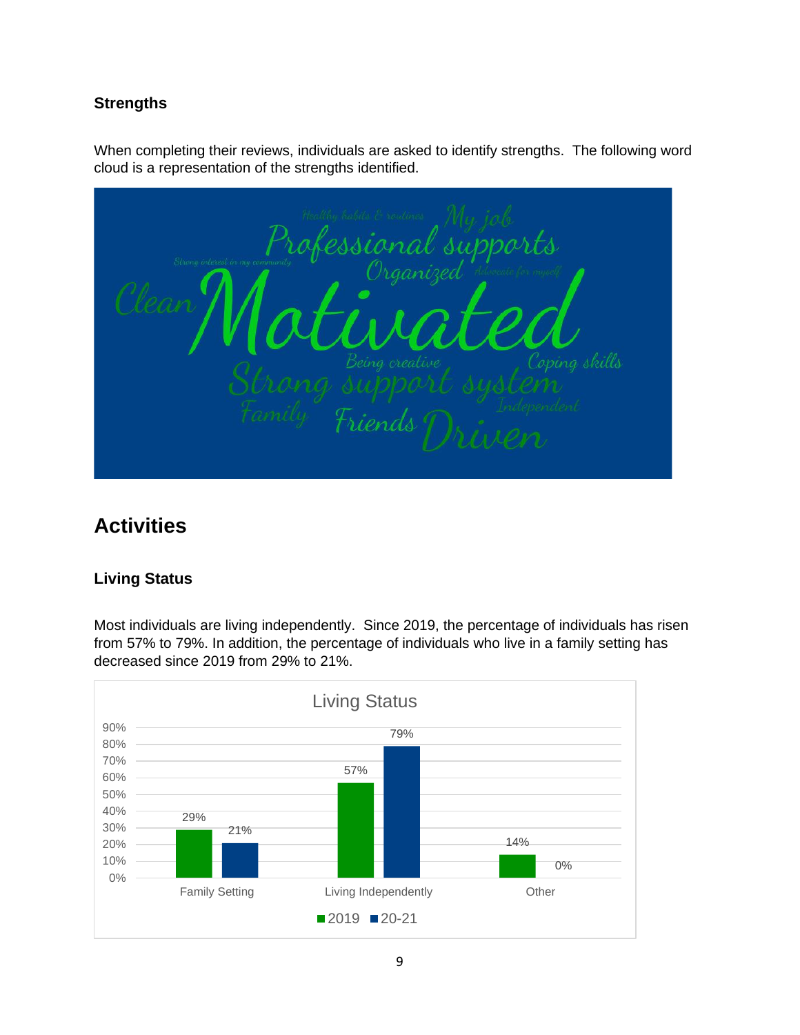### Strengths

When completing their reviews, individuals are asked to identify strengths. The following word cloud is a representation of the strengths identified.

Healthy habits & routines My job Professional supports Strong interest in my community Organized Advocate for myself Clean Motivated Being creative Coping skills Strong support system Family Friends Independent Driven

## Activities

### Living Status

Most individuals are living independently. Since 2019, the percentage of individuals has risen from 57% to 79%. In addition, the percentage of individuals who live in a family setting has decreased since 2019 from 29% to 21%.

**Living Status**

| | 2019 | 20-21 |
|---|---|---|
| Family Setting | 29% | 21% |
| Living Independently | 57% | 79% |
| Other | 14% | 0% |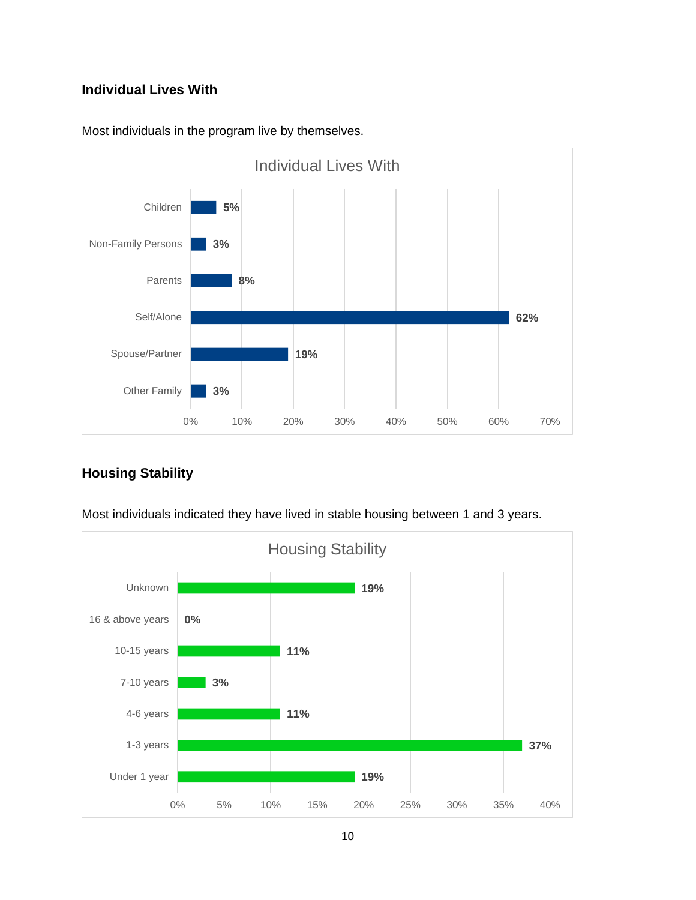### Individual Lives With

Most individuals in the program live by themselves.

**Individual Lives With**

| Category | Percent |
|---|---|
| Children | 5% |
| Non-Family Persons | 3% |
| Parents | 8% |
| Self/Alone | 62% |
| Spouse/Partner | 19% |
| Other Family | 3% |

### Housing Stability

Most individuals indicated they have lived in stable housing between 1 and 3 years.

**Housing Stability**

| Category | Percent |
|---|---|
| Unknown | 19% |
| 16 & above years | 0% |
| 10-15 years | 11% |
| 7-10 years | 3% |
| 4-6 years | 11% |
| 1-3 years | 37% |
| Under 1 year | 19% |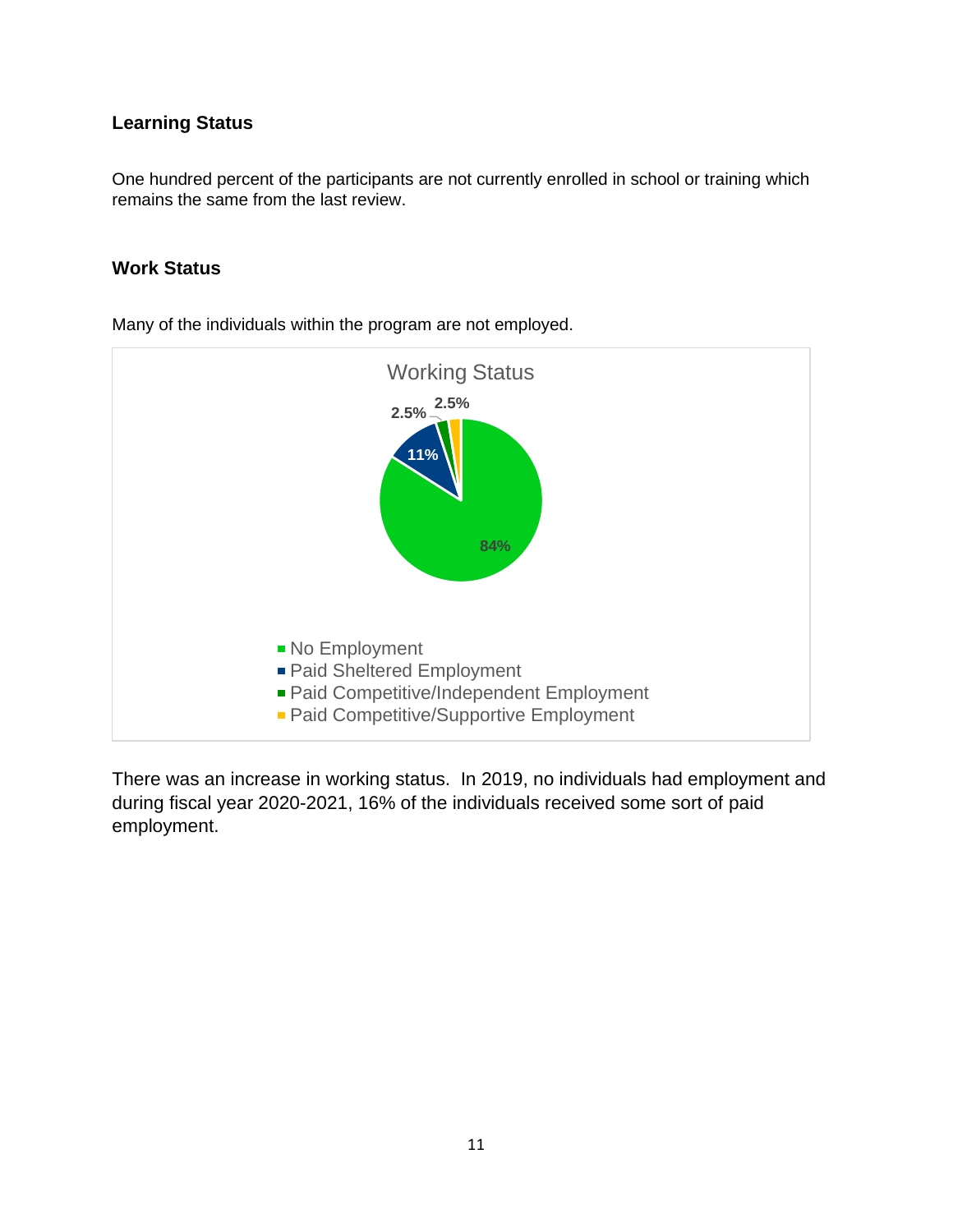### Learning Status

One hundred percent of the participants are not currently enrolled in school or training which remains the same from the last review.

### Work Status

Many of the individuals within the program are not employed.

Working Status

- No Employment: 84%
- Paid Sheltered Employment: 11%
- Paid Competitive/Independent Employment: 2.5%
- Paid Competitive/Supportive Employment: 2.5%

There was an increase in working status. In 2019, no individuals had employment and during fiscal year 2020-2021, 16% of the individuals received some sort of paid employment.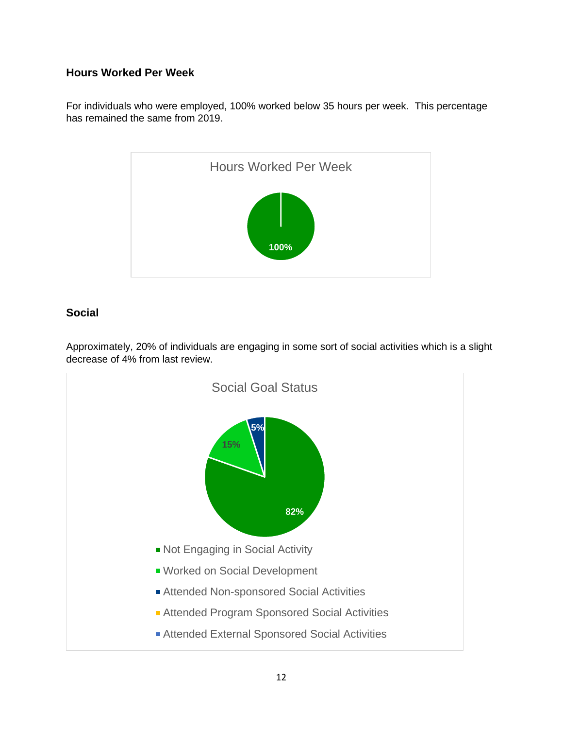### Hours Worked Per Week

For individuals who were employed, 100% worked below 35 hours per week. This percentage has remained the same from 2019.

Hours Worked Per Week

100%

### Social

Approximately, 20% of individuals are engaging in some sort of social activities which is a slight decrease of 4% from last review.

Social Goal Status

- Not Engaging in Social Activity: 82%
- Worked on Social Development: 15%
- Attended Non-sponsored Social Activities: 5%
- Attended Program Sponsored Social Activities
- Attended External Sponsored Social Activities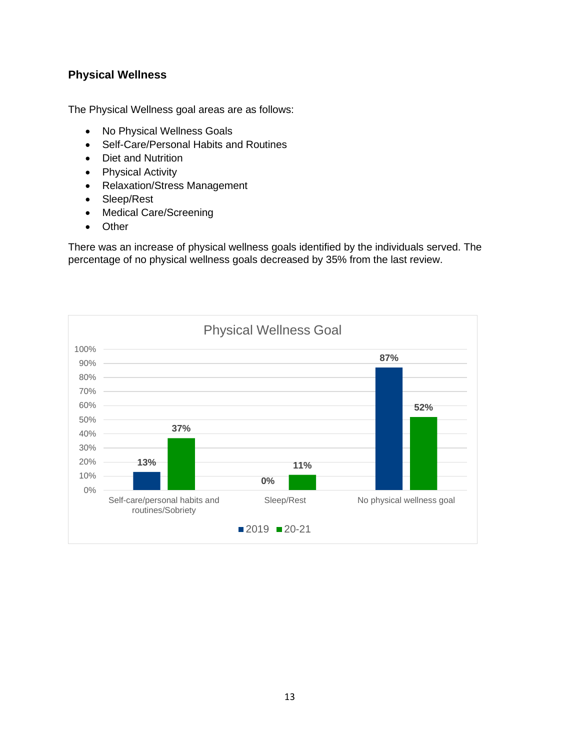## Physical Wellness

The Physical Wellness goal areas are as follows:

- No Physical Wellness Goals
- Self-Care/Personal Habits and Routines
- Diet and Nutrition
- Physical Activity
- Relaxation/Stress Management
- Sleep/Rest
- Medical Care/Screening
- Other

There was an increase of physical wellness goals identified by the individuals served. The percentage of no physical wellness goals decreased by 35% from the last review.

**Physical Wellness Goal**

| | 2019 | 20-21 |
|---|---|---|
| Self-care/personal habits and routines/Sobriety | 13% | 37% |
| Sleep/Rest | 0% | 11% |
| No physical wellness goal | 87% | 52% |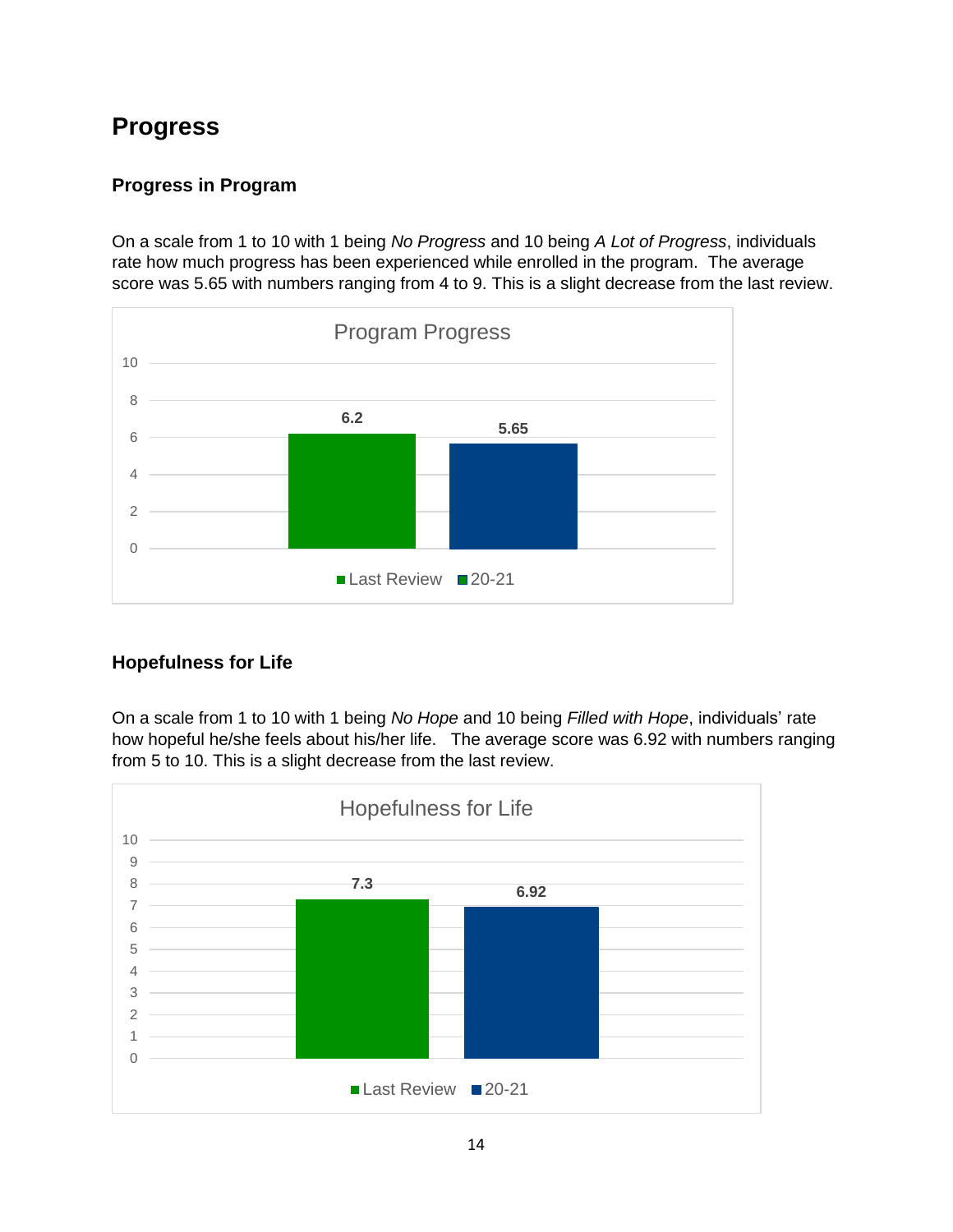# Progress

## Progress in Program

On a scale from 1 to 10 with 1 being *No Progress* and 10 being *A Lot of Progress*, individuals rate how much progress has been experienced while enrolled in the program. The average score was 5.65 with numbers ranging from 4 to 9. This is a slight decrease from the last review.

**Program Progress**

| | Last Review | 20-21 |
|---|---|---|
| Program Progress | 6.2 | 5.65 |

## Hopefulness for Life

On a scale from 1 to 10 with 1 being *No Hope* and 10 being *Filled with Hope*, individuals' rate how hopeful he/she feels about his/her life. The average score was 6.92 with numbers ranging from 5 to 10. This is a slight decrease from the last review.

**Hopefulness for Life**

| | Last Review | 20-21 |
|---|---|---|
| Hopefulness for Life | 7.3 | 6.92 |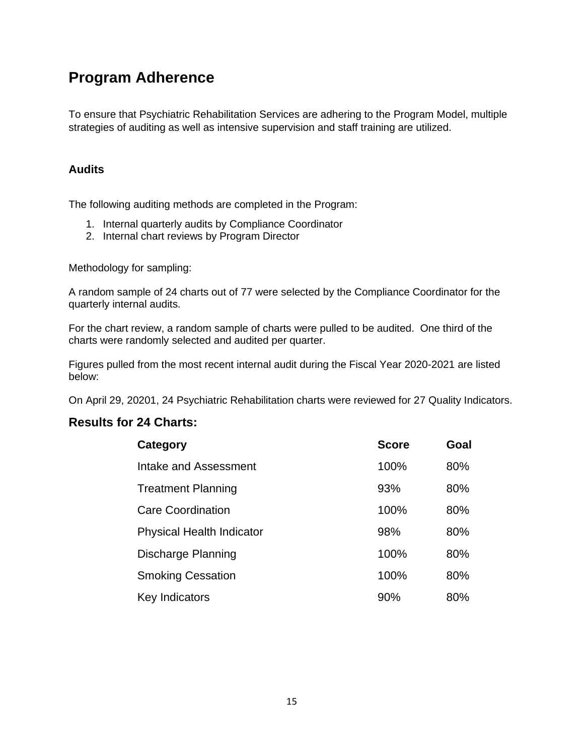# Program Adherence

To ensure that Psychiatric Rehabilitation Services are adhering to the Program Model, multiple strategies of auditing as well as intensive supervision and staff training are utilized.

### Audits

The following auditing methods are completed in the Program:

1. Internal quarterly audits by Compliance Coordinator
2. Internal chart reviews by Program Director

Methodology for sampling:

A random sample of 24 charts out of 77 were selected by the Compliance Coordinator for the quarterly internal audits.

For the chart review, a random sample of charts were pulled to be audited. One third of the charts were randomly selected and audited per quarter.

Figures pulled from the most recent internal audit during the Fiscal Year 2020-2021 are listed below:

On April 29, 20201, 24 Psychiatric Rehabilitation charts were reviewed for 27 Quality Indicators.

## Results for 24 Charts:

| Category | Score | Goal |
|---|---|---|
| Intake and Assessment | 100% | 80% |
| Treatment Planning | 93% | 80% |
| Care Coordination | 100% | 80% |
| Physical Health Indicator | 98% | 80% |
| Discharge Planning | 100% | 80% |
| Smoking Cessation | 100% | 80% |
| Key Indicators | 90% | 80% |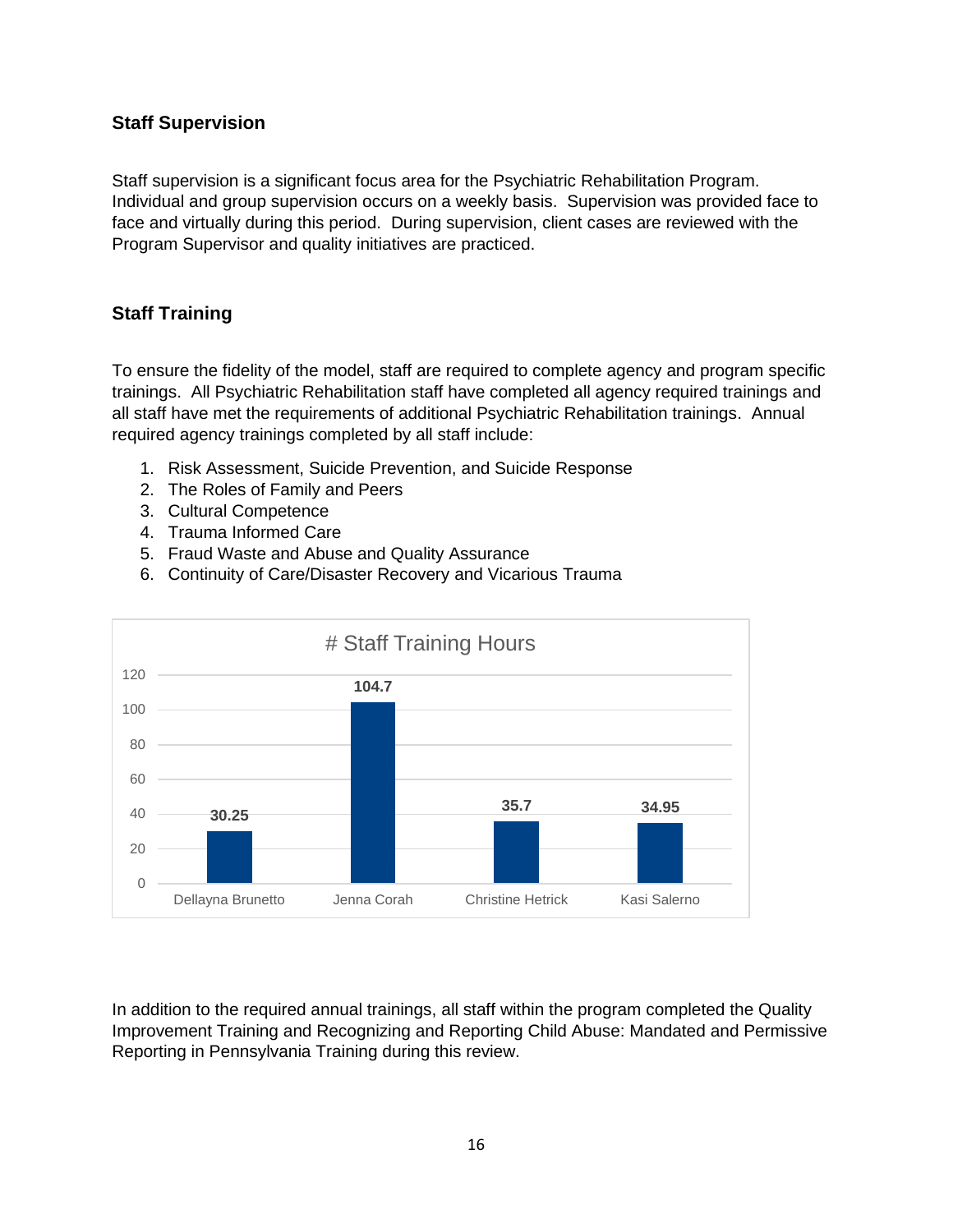## Staff Supervision

Staff supervision is a significant focus area for the Psychiatric Rehabilitation Program. Individual and group supervision occurs on a weekly basis. Supervision was provided face to face and virtually during this period. During supervision, client cases are reviewed with the Program Supervisor and quality initiatives are practiced.

## Staff Training

To ensure the fidelity of the model, staff are required to complete agency and program specific trainings. All Psychiatric Rehabilitation staff have completed all agency required trainings and all staff have met the requirements of additional Psychiatric Rehabilitation trainings. Annual required agency trainings completed by all staff include:

1. Risk Assessment, Suicide Prevention, and Suicide Response
2. The Roles of Family and Peers
3. Cultural Competence
4. Trauma Informed Care
5. Fraud Waste and Abuse and Quality Assurance
6. Continuity of Care/Disaster Recovery and Vicarious Trauma

# Staff Training Hours

| Staff | # Staff Training Hours |
|---|---|
| Dellayna Brunetto | 30.25 |
| Jenna Corah | 104.7 |
| Christine Hetrick | 35.7 |
| Kasi Salerno | 34.95 |

In addition to the required annual trainings, all staff within the program completed the Quality Improvement Training and Recognizing and Reporting Child Abuse: Mandated and Permissive Reporting in Pennsylvania Training during this review.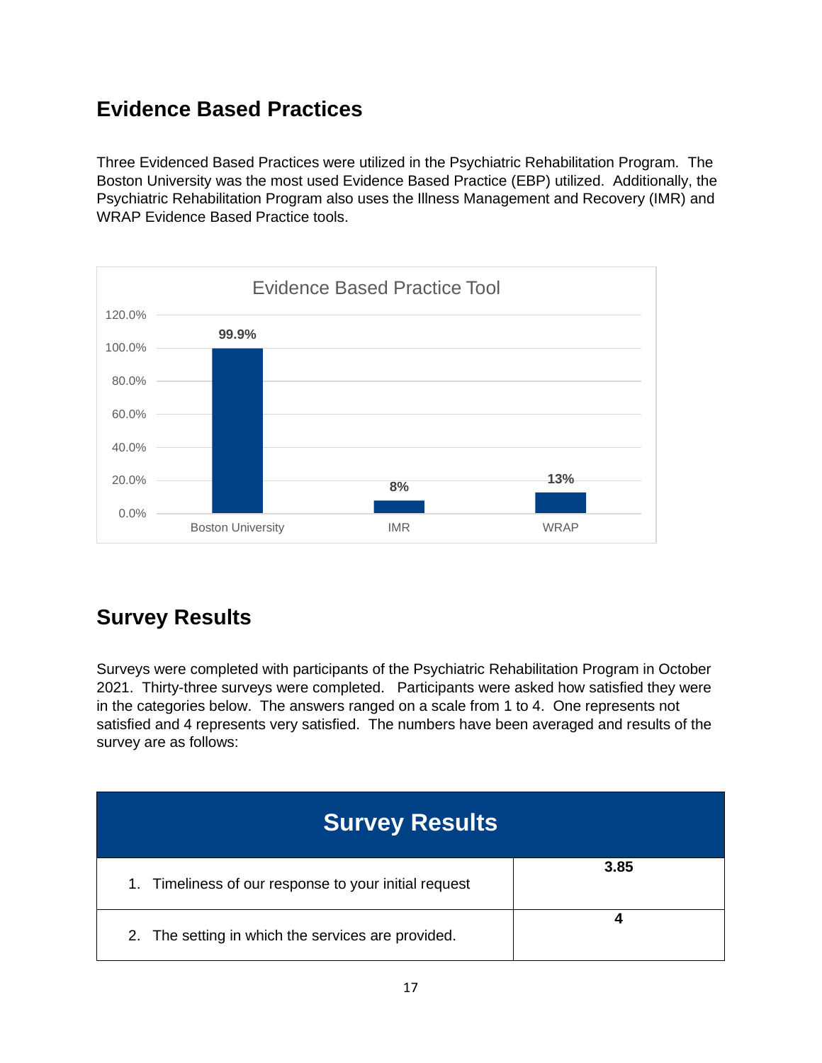## Evidence Based Practices

Three Evidenced Based Practices were utilized in the Psychiatric Rehabilitation Program. The Boston University was the most used Evidence Based Practice (EBP) utilized. Additionally, the Psychiatric Rehabilitation Program also uses the Illness Management and Recovery (IMR) and WRAP Evidence Based Practice tools.

**Evidence Based Practice Tool**

| Tool | Percentage |
|---|---|
| Boston University | 99.9% |
| IMR | 8% |
| WRAP | 13% |

## Survey Results

Surveys were completed with participants of the Psychiatric Rehabilitation Program in October 2021. Thirty-three surveys were completed. Participants were asked how satisfied they were in the categories below. The answers ranged on a scale from 1 to 4. One represents not satisfied and 4 represents very satisfied. The numbers have been averaged and results of the survey are as follows:

| Survey Results | |
|---|---|
| 1. Timeliness of our response to your initial request | **3.85** |
| 2. The setting in which the services are provided. | **4** |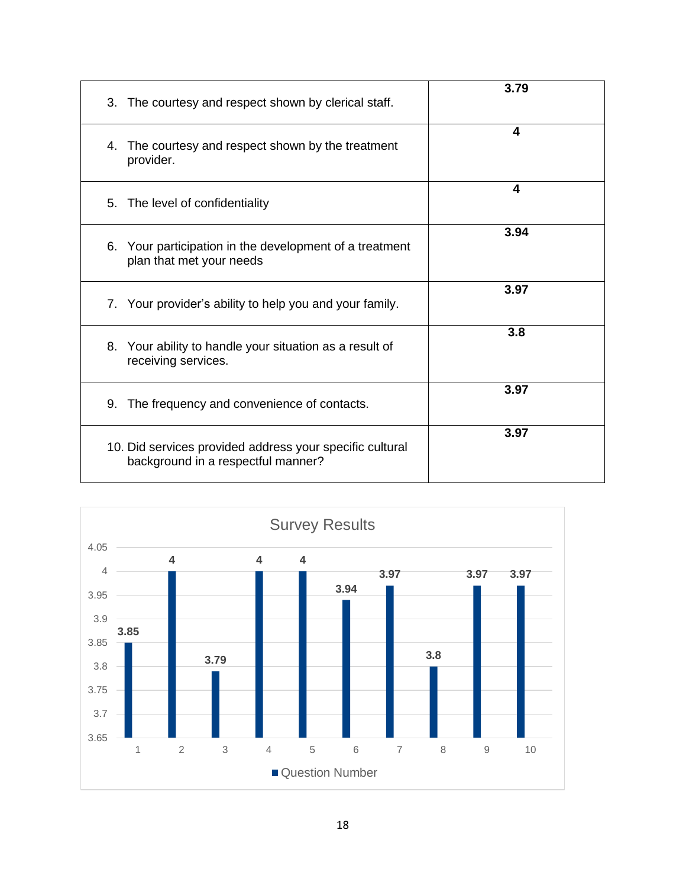| | |
|---|---|
| 3. The courtesy and respect shown by clerical staff. | **3.79** |
| 4. The courtesy and respect shown by the treatment provider. | **4** |
| 5. The level of confidentiality | **4** |
| 6. Your participation in the development of a treatment plan that met your needs | **3.94** |
| 7. Your provider's ability to help you and your family. | **3.97** |
| 8. Your ability to handle your situation as a result of receiving services. | **3.8** |
| 9. The frequency and convenience of contacts. | **3.97** |
| 10. Did services provided address your specific cultural background in a respectful manner? | **3.97** |

**Survey Results**

| Question Number | Value |
|---|---|
| 1 | 3.85 |
| 2 | 4 |
| 3 | 3.79 |
| 4 | 4 |
| 5 | 4 |
| 6 | 3.94 |
| 7 | 3.97 |
| 8 | 3.8 |
| 9 | 3.97 |
| 10 | 3.97 |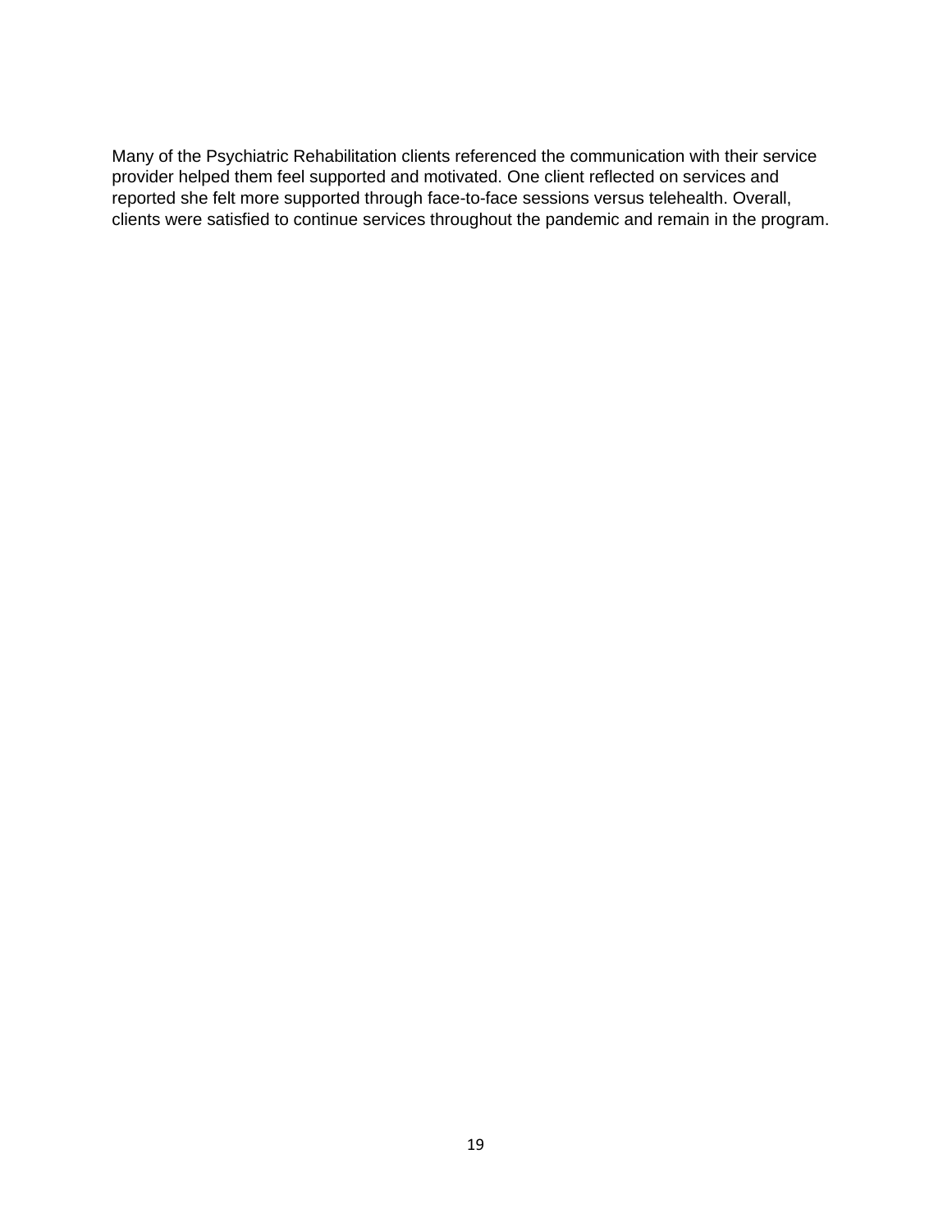Many of the Psychiatric Rehabilitation clients referenced the communication with their service provider helped them feel supported and motivated. One client reflected on services and reported she felt more supported through face-to-face sessions versus telehealth. Overall, clients were satisfied to continue services throughout the pandemic and remain in the program.